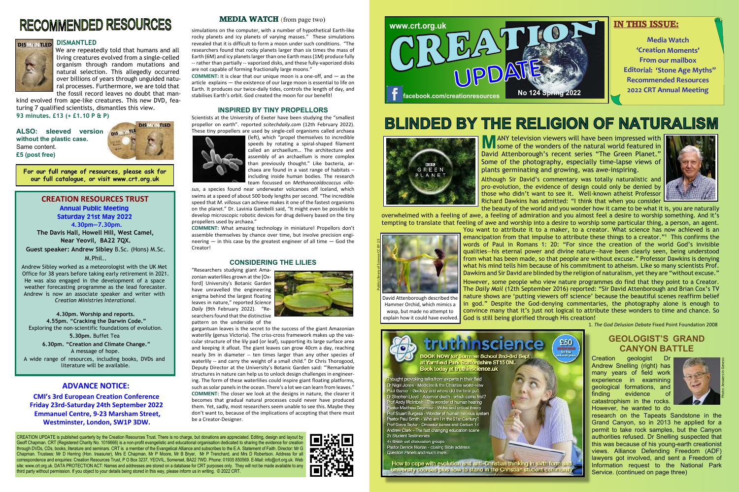# RECOMMENDED RESOURCES

### DISMANTLED

We are repeatedly told that humans and all living creatures evolved from a single-celled organism through random mutations and natural selection. This allegedly occurred over billions of years through unguided natural processes. Furthermore, we are told that the fossil record leaves no doubt that mankind evolved from ape-like creatures. This new DVD, featuring 7 qualified scientists, dismantles this view.

**93 minutes. £13 (+ £1.10 P & P)**

**ALSO: sleeved version without the plastic case.** Same content. **£5 (post free)**

**For our full range of resources, please ask for our full catalogue, or visit www.crt.org.uk**

## CREATION RESOURCES TRUST

**Annual Public Meeting**
**Saturday 21st May 2022**
**4.30pm—7.30pm.**

**The Davis Hall, Howell Hill, West Camel, Near Yeovil, BA22 7QX.**

**Guest speaker: Andrew Sibley** B.Sc. (Hons) M.Sc. M.Phil..

Andrew Sibley worked as a meteorologist with the UK Met Office for 38 years before taking early retirement in 2021. He was also engaged in the development of a space weather forecasting programme as the lead forecaster. Andrew is now an associate speaker and writer with *Creation Ministries Interational*.

**4.30pm. Worship and reports.**
**4.55pm. "Cracking the Darwin Code."**
Exploring the non-scientific foundations of evolution.
**5.30pm.** Buffet Tea
**6.30pm. "Creation and Climate Change."**
A message of hope.

A wide range of resources, including books, DVDs and literature will be available.

## ADVANCE NOTICE:

**CMI's 3rd European Creation Conference Friday 23rd-Saturday 24th September 2022 Emmanuel Centre, 9-23 Marsham Street, Westminster, London, SW1P 3DW.**

## MEDIA WATCH (from page two)

simulations on the computer, with a number of hypothetical Earth-like rocky planets and icy planets of varying masses." These simulations revealed that it is difficult to form a moon under such conditions. "The researchers found that rocky planets larger than six times the mass of Earth (6M) and icy planets larger than one Earth mass (1M) produce fully -- rather than partially -- vaporized disks, and these fully-vaporized disks are not capable of forming fractionally large moons."

**COMMENT:** It is clear that our unique moon is a one-off, and — as the article explains — the existence of our large moon is essential to life on Earth. It produces our twice-daily tides, controls the length of day, and stabilises Earth's orbit. God created the moon for our benefit!

### INSPIRED BY TINY PROPELLORS

Scientists at the University of Exeter have been studying the "smallest propellor on earth". reported *scitechdaily.com* (12th February 2022). These tiny propellers are used by single-cell organisms called archaea (left), which "propel themselves to incredible speeds by rotating a spiral-shaped filament called an archaellum… The architecture and assembly of an archaellum is more complex than previously thought." Like bacteria, archaea are found in a vast range of habitats – including inside human bodies. The research team focussed on *Methanocaldococcus villosus*, a species found near underwater volcanoes off Iceland, which swims at a speed of about 500 body lengths per second. "The incredible speed that *M. villosus* can achieve makes it one of the fastest organisms on the planet." Dr. Lavinia Gambelli said, "It might even be possible to develop microscopic robotic devices for drug delivery based on the tiny propellers used by archaea."

**COMMENT:** What amazing technology in miniature! Propellors don't assemble themselves by chance over time, but involve precision engineering — in this case by the greatest engineer of all time — God the Creator!

### CONSIDERING THE LILIES

"Researchers studying giant Amazonian waterlilies grown at the [Oxford] University's Botanic Garden have unravelled the engineering enigma behind the largest floating leaves in nature," reported *Science Daily* (9th February 2022). "Researchers found that the distinctive pattern on the underside of the gargantuan leaves is the secret to the success of the giant Amazonian waterlily (genus Victoria). The criss-cross framework makes up the vascular structure of the lily pad (or leaf), supporting its large surface area and keeping it afloat. The giant leaves can grow 40cm a day, reaching nearly 3m in diameter -- ten times larger than any other species of waterlily -- and carry the weight of a small child." Dr Chris Thorogood, Deputy Director at the University's Botanic Garden said: "'Remarkable structures in nature can help us to unlock design challenges in engineering. The form of these waterlilies could inspire giant floating platforms, such as solar panels in the ocean. There's a lot we can learn from leaves."

**COMMENT:** The closer we look at the designs in nature, the clearer it becomes that gradual natural processes could never have produced them. Yet, sadly, most researchers seem unable to see this. Maybe they don't want to, because of the implications of accepting that there must be a Creator-Designer.

# www.crt.org.uk CREATION UPDATE

facebook.com/creationresources — No 124 Spring 2022

## IN THIS ISSUE:

**Media Watch**
**'Creation Moments'**
**From our mailbox**
**Editorial: 'Stone Age Myths"**
**Recommended Resources**
**2022 CRT Annual Meeting**

# BLINDED BY THE RELIGION OF NATURALISM

MANY television viewers will have been impressed with some of the wonders of the natural world featured in David Attenborough's recent series "The Green Planet." Some of the photography, especially time-lapse views of plants germinating and growing, was awe-inspiring.

Although Sir David's commentary was totally naturalistic and pro-evolution, the evidence of design could only be denied by those who didn't want to see it. Well-known atheist Professor Richard Dawkins has admitted: "I think that when you consider the beauty of the world and you wonder how it came to be what it is, you are naturally overwhelmed with a feeling of awe, a feeling of admiration and you almost feel a desire to worship something. And it's tempting to translate that feeling of awe and worship into a desire to worship some particular thing, a person, an agent. You want to attribute it to a maker, to a creator. What science has now achieved is an emancipation from that impulse to attribute these things to a creator."[1] This confirms the words of Paul in Romans 1: 20: "For since the creation of the world God's invisible qualities—his eternal power and divine nature—have been clearly seen, being understood from what has been made, so that people are without excuse." Professor Dawkins is denying what his mind tells him because of his commitment to atheism. Like so many scientists Prof. Dawkins and Sir David are blinded by the religion of naturalism, yet they are "without excuse."

David Attenborough described the Hammer Orchid, which mimics a wasp, but made no attempt to explain how it could have evolved.

However, some people who view nature programmes do find that they point to a Creator. The *Daily Mail* (12th September 2016) reported: "Sir David Attenborough and Brian Cox's TV nature shows are 'putting viewers off science' because the beautiful scenes reaffirm belief in god." Despite the God-denying commentaries, the photography alone is enough to convince many that it's just not logical to attribute these wonders to time and chance. So God is still being glorified through His creation!

1. *The God Delusion Debate* Fixed Point Foundation 2008

## truthinscience

**BOOK NOW for Summer School 2nd-3rd Sept at Yarnfield Park Staffordshire ST15 0NL**
**Book today at truthinscience.uk**

£50

Thought provoking talks from experts in their field
Dr Nigel Jones - Medicine & the Christian world-view
Paul Garner - Geology and where did the time go?
Dr Stephen Lloyd - Adam or death - which came first?
Prof Andy McIntosh - The wonder of human hearing
Pastor Matthew Seymour - Woke and critical theory
Prof Stuart Burgess - Wonder of human nervous system
Pastor Paul Smith - Who am I in the 21st Century?
Prof Steve Taylor - Dinosaur bones and Carbon 14
Andrew Clark - The fast changing education scene
2x Student Testimonies
4x Break out discussion groups
Pastor Derrick Morlan - closing Bible address
Question Panels and much more..

How to cope with evolution and anti-Christian thinking in sixth form and university courses plus how to stand in the Christian student community

## GEOLOGIST'S GRAND CANYON BATTLE

Creation geologist Dr Andrew Snelling (right) has many years of field work experience in examining geological formations, and finding evidence of catastrophism in the rocks. However, he wanted to do research on the Tapeats Sandstone in the Grand Canyon, so in 2013 he applied for a permit to take rock samples, but the Canyon authorities refused. Dr Snelling suspected that this was because of his young-earth creationist views. Alliance Defending Freedom (ADF) lawyers got involved, and sent a Freedom of Information request to the National Park Service. (continued on page three)

CREATION UPDATE is published quarterly by the Creation Resources Trust. There is no charge, but donations are appreciated. Editing, design and layout by Geoff Chapman. CRT (Registered Charity No. 1016666) is a non-profit evangelistic and educational organisation dedicated to sharing the evidence for creation through DVDs, CDs, books, literature and seminars. CRT is a member of the Evangelical Alliance and subscribes to the E.A. Statement of Faith. Director: Mr G Chapman. Trustees: Mr D Herring (Hon. treasurer), Mrs E Chapman, Mr P Moore, Mr B Bryer, Mr P Trenchard, and Mrs D Robertson. Address for all correspondence and enquiries: Creation Resources Trust, P O Box 3237, YEOVIL, Somerset, BA22 7WD. Phone: 01935 850569. E-Mail: info@crt.org.uk. Web site: www.crt.org.uk. DATA PROTECTION ACT: Names and addresses are stored on a database for CRT purposes only. They will not be made available to any third party without permission. If you object to your details being stored in this way, please inform us in writing. © 2022 CRT.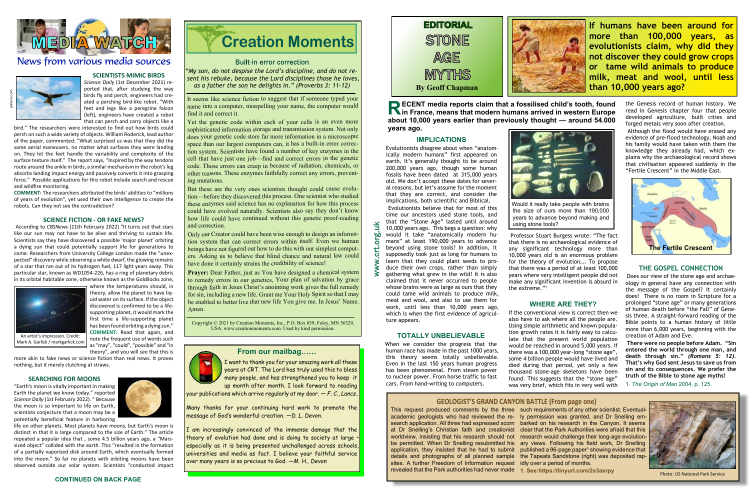# MEDIA WATCH

## News from various media sources

### SCIENTISTS MIMIC BIRDS

*Science Daily* (1st December 2021) reported that, after studying the way birds fly and perch, engineers had created a perching bird-like robot. "With feet and legs like a peregrine falcon (left), engineers have created a robot that can perch and carry objects like a bird." The researchers were interested to find out how birds could perch on such a wide variety of objects. William Roderick, lead author of the paper, commented: "What surprised us was that they did the same aerial maneuvers, no matter what surfaces they were landing on. They let the feet handle the variability and complexity of the surface texture itself." The report says, "Inspired by the way tendons route around the ankle in birds, a similar mechanism in the robot's leg absorbs landing impact energy and passively converts it into grasping force." Possible applications for this robot include search and rescue and wildfire monitoring.

**COMMENT:** The researchers attributed the birds' abilities to "millions of years of evolution", yet used their own intelligence to create the robots. Can they not see the contradiction?

### SCIENCE FICTION - OR FAKE NEWS?

According to *CBSNews* (11th February 2022) "It turns out that stars like our sun may not have to be alive and thriving to sustain life. Scientists say they have discovered a possible 'major planet' orbiting a dying sun that could potentially support life for generations to come. Researchers from University College London made the "unexpected" discovery while observing a white dwarf, the glowing remains of a star that ran out of its hydrogen fuel, 117 light years away. This particular star, known as WD1054-226, has a ring of planetary debris in its orbital habitable zone, otherwise known as the Goldilocks zone, where the temperatures should, in theory, allow the planet to have liquid water on its surface. If the object discovered is confirmed to be a life-supporting planet, it would mark the first time a life-supporting planet has been found orbiting a dying sun."

An artist's impression. Credit: Mark A. Garlick / markgarlick.com

**COMMENT:** Read that again, and note the frequent use of words such as "may", "could", "possible" and "in theory", and you will see that this is more akin to fake news or science fiction than real news. It proves nothing, but it merely clutching at straws.

### SEARCHING FOR MOONS

"Earth's moon is vitally important in making Earth the planet we know today." reported *Science Daily* (1st February 2022). " Because the moon is so important to life on Earth, scientists conjecture that a moon may be a potentially beneficial feature in harboring life on other planets. Most planets have moons, but Earth's moon is distinct in that it is large compared to the size of Earth." The article repeated a popular idea that , some 4.5 billion years ago, a "Mars-sized object" collided with the earth. This "resulted in the formation of a partially vaporized disk around Earth, which eventually formed into the moon." So far no planets with orbiting moons have been observed outside our solar system. Scientists "conducted impact

**CONTINUED ON BACK PAGE**

# Creation Moments

### Built-in error correction

*"My son, do not despise the Lord's discipline, and do not resent his rebuke, because the Lord disciplines those he loves, as a father the son he delights in." (Proverbs 3: 11-12)*

It seems like science fiction to suggest that if someone typed your name into a computer, misspelling your name, the computer would find it and correct it.

Yet the genetic code within each of your cells is an even more sophisticated information storage and transmission system. Not only does your genetic code store far more information in a microscopic space than our largest computers can, it has a built-in error correction system. Scientists have found a number of key enzymes in the cell that have just one job—find and correct errors in the genetic code. Those errors can creep in because of radiation, chemicals, or other reasons. These enzymes faithfully correct any errors, preventing mutations.

But these are the very ones scientists thought could cause evolution—before they discovered this process. One scientist who studied these enzymes said science has no explanation for how this process could have evolved naturally. Scientists also say they don't know how life could have continued without this genetic proof-reading and correction.

Only our Creator could have been wise enough to design an information system that can correct errors within itself. Even we human beings have not figured out how to do this with our simplest computers. Asking us to believe that blind chance and natural law could have done it certainly strains the credibility of science!

**Prayer:** Dear Father, just as You have designed a chemical system to remedy errors in our genetics, Your plan of salvation by grace through faith in Jesus Christ's anointing work gives the full remedy for sin, including a new life. Grant me Your Holy Spirit so that I may be enabled to better live that new life You give me. In Jesus' Name. Amen.

Copyright © 2021 by Creation Moments, Inc., P.O. Box 839, Foley, MN 56329, USA. www.creationmoments.com. Used by kind permission.

### From our mailbag……

*I want to thank you for your amazing work all these years at CRT. The Lord has truly used this to bless many people, and has strengthened you to keep it up month after month. I look forward to reading your publications which arrive regularly at my door. — F. C., Lancs..*

*Many thanks for your continuing hard work to promote the message of God's wonderful creation. —D. L. Devon.*

*I am increasingly convinced of the immense damage that the theory of evolution had done and is doing to society at large - especially as it is being presented unchallenged across schools, universities and media as fact. I believe your faithful service over many years is so precious to God. —M. H., Devon*

# EDITORIAL
# STONE AGE MYTHS

**By Geoff Chapman**

**If humans have been around for more than 100,000 years, as evolutionists claim, why did they not discover they could grow crops or tame wild animals to produce milk, meat and wool, until less than 10,000 years ago?**

**RECENT media reports claim that a fossilised child's tooth, found in France, means that modern humans arrived in western Europe about 10,000 years earlier than previously thought — around 54.000 years ago.**

### IMPLICATIONS

Evolutionists disagree about when "anatomically modern humans" first appeared on earth. It's generally thought to be around 200,000 years ago, though some human fossils have been dated at 315,000 years old. We don't accept these dates for several reasons, but let's assume for the moment that they are correct, and consider the implications, both scientific and Biblical.

Evolutionists believe that for most of this time our ancestors used stone tools, and that the "Stone Age" lasted until around 10,000 years ago. This begs a question: why would it take "anatomically modern humans" at least 190,000 years to advance beyond using stone tools? In addition, it supposedly took just as long for humans to learn that they could plant seeds to produce their own crops, rather than simply gathering what grew in the wild! It is also claimed that it never occurred to people whose brains were as large as ours that they could tame wild animals to produce milk, meat and wool, and also to use them for work, until less than 10,000 years ago, which is when the first evidence of agriculture appears.

### TOTALLY UNBELIEVABLE

When we consider the progress that the human race has made in the past 1000 years, this theory seems totally unbelievable. Even in the last 150 years human progress has been phenomenal. From steam power to nuclear power. From horse traffic to fast cars. From hand-writing to computers.

Would it really take people with brains the size of ours more than 190,000 years to advance beyond making and using stone tools?

Professor Stuart Burgess wrote: "The fact that there is no archaeological evidence of any significant technology more than 10,000 years old is an enormous problem for the theory of evolution…. To propose that there was a period of at least 100,000 years where very intelligent people did not make any significant invention is absurd in the extreme."[1]

### WHERE ARE THEY?

If the conventional view is correct then we also have to ask where all the people are. Using simple arithmetic and known population growth rates it is fairly easy to calculate that the present world population would be reached in around 5,000 years. If there was a 100,000 year-long "stone age", some 4 billion people would have lived and died during that period, yet only a few thousand stone-age skeletons have been found. This suggests that the "stone age" was very brief, which fits in very well with the Genesis record of human history. We read in Genesis chapter four that people developed agriculture, built cities and forged metals very soon after creation.

Although the flood would have erased any evidence of pre-flood technology, Noah and his family would have taken with them the knowledge they already had, which explains why the archaeological record shows that civilisation appeared suddenly in the "Fertile Crescent" in the Middle East.

The Fertile Crescent

### THE GOSPEL CONNECTION

Does our view of the stone age and archaeology in general have any connection with the message of the Gospel? It certainly does! There is no room in Scripture for a prolonged "stone age" or many generations of human death before "the Fall" of Genesis three. A straight-forward reading of the Bible points to a human history of little more than 6,000 years, beginning with the creation of Adam and Eve.

**There were no people before Adam. "Sin entered the world through one man, and death through sin."** ***(Romans 5: 12).*** **That's why God sent Jesus to save us from sin and its consequences. We prefer the truth of the Bible to stone age myths!**

1. *The Origin of Man* 2004, p. 125.

www.crt.org.uk

### GEOLOGIST'S GRAND CANYON BATTLE (From page one)

This request produced comments by the three academic geologists who had reviewed the research application. All three had expressed scorn at Dr Snelling's Christian faith and creationist worldview, insisting that his research should not be permitted. When Dr Snelling resubmitted his application, they insisted that he had to submit details and photographs of all planned sample sites. A further Freedom of Information request revealed that the Park Authorities had never made such requirements of any other scientist. Eventually permission was granted, and Dr Snelling embarked on his research in the Canyon. It seems clear that the Park Authorities were afraid that this research would challenge their long-age evolutionary views. Following his field work, Dr Snelling published a 96-page paper[1] showing evidence that the Tapeats Sandstone (right) was deposited rapidly over a period of months.

1. See:https://tinyurl.com/2s3axrpy

Photo: US National Park Service